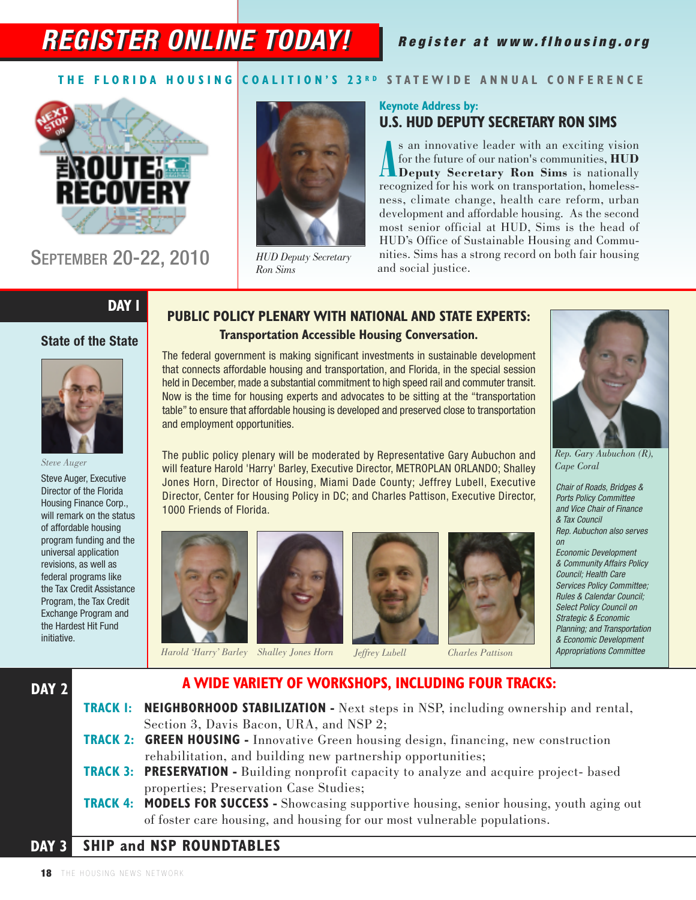# REGISTER ONLINE TODAY!

***Register at www.flhousing.org***

**THE FLORIDA HOUSING COALITION'S 23RD STATEWIDE ANNUAL CONFERENCE**

THE ROUTE TO RECOVERY

SEPTEMBER 20-22, 2010

*HUD Deputy Secretary Ron Sims*

### Keynote Address by:
## U.S. HUD DEPUTY SECRETARY RON SIMS

As an innovative leader with an exciting vision for the future of our nation's communities, **HUD Deputy Secretary Ron Sims** is nationally recognized for his work on transportation, homelessness, climate change, health care reform, urban development and affordable housing. As the second most senior official at HUD, Sims is the head of HUD's Office of Sustainable Housing and Communities. Sims has a strong record on both fair housing and social justice.

## DAY I

### State of the State

*Steve Auger*

Steve Auger, Executive Director of the Florida Housing Finance Corp., will remark on the status of affordable housing program funding and the universal application revisions, as well as federal programs like the Tax Credit Assistance Program, the Tax Credit Exchange Program and the Hardest Hit Fund initiative.

### PUBLIC POLICY PLENARY WITH NATIONAL AND STATE EXPERTS:

**Transportation Accessible Housing Conversation.**

The federal government is making significant investments in sustainable development that connects affordable housing and transportation, and Florida, in the special session held in December, made a substantial commitment to high speed rail and commuter transit. Now is the time for housing experts and advocates to be sitting at the "transportation table" to ensure that affordable housing is developed and preserved close to transportation and employment opportunities.

The public policy plenary will be moderated by Representative Gary Aubuchon and will feature Harold 'Harry' Barley, Executive Director, METROPLAN ORLANDO; Shalley Jones Horn, Director of Housing, Miami Dade County; Jeffrey Lubell, Executive Director, Center for Housing Policy in DC; and Charles Pattison, Executive Director, 1000 Friends of Florida.

*Harold 'Harry' Barley* *Shalley Jones Horn* *Jeffrey Lubell* *Charles Pattison*

*Rep. Gary Aubuchon (R), Cape Coral*

*Chair of Roads, Bridges & Ports Policy Committee and Vice Chair of Finance & Tax Council*
*Rep. Aubuchon also serves on*
*Economic Development & Community Affairs Policy Council; Health Care Services Policy Committee; Rules & Calendar Council; Select Policy Council on Strategic & Economic Planning; and Transportation & Economic Development Appropriations Committee*

## DAY 2

### A WIDE VARIETY OF WORKSHOPS, INCLUDING FOUR TRACKS:

**TRACK I: NEIGHBORHOOD STABILIZATION -** Next steps in NSP, including ownership and rental, Section 3, Davis Bacon, URA, and NSP 2;

**TRACK 2: GREEN HOUSING -** Innovative Green housing design, financing, new construction rehabilitation, and building new partnership opportunities;

**TRACK 3: PRESERVATION -** Building nonprofit capacity to analyze and acquire project- based properties; Preservation Case Studies;

**TRACK 4: MODELS FOR SUCCESS -** Showcasing supportive housing, senior housing, youth aging out of foster care housing, and housing for our most vulnerable populations.

## DAY 3 SHIP and NSP ROUNDTABLES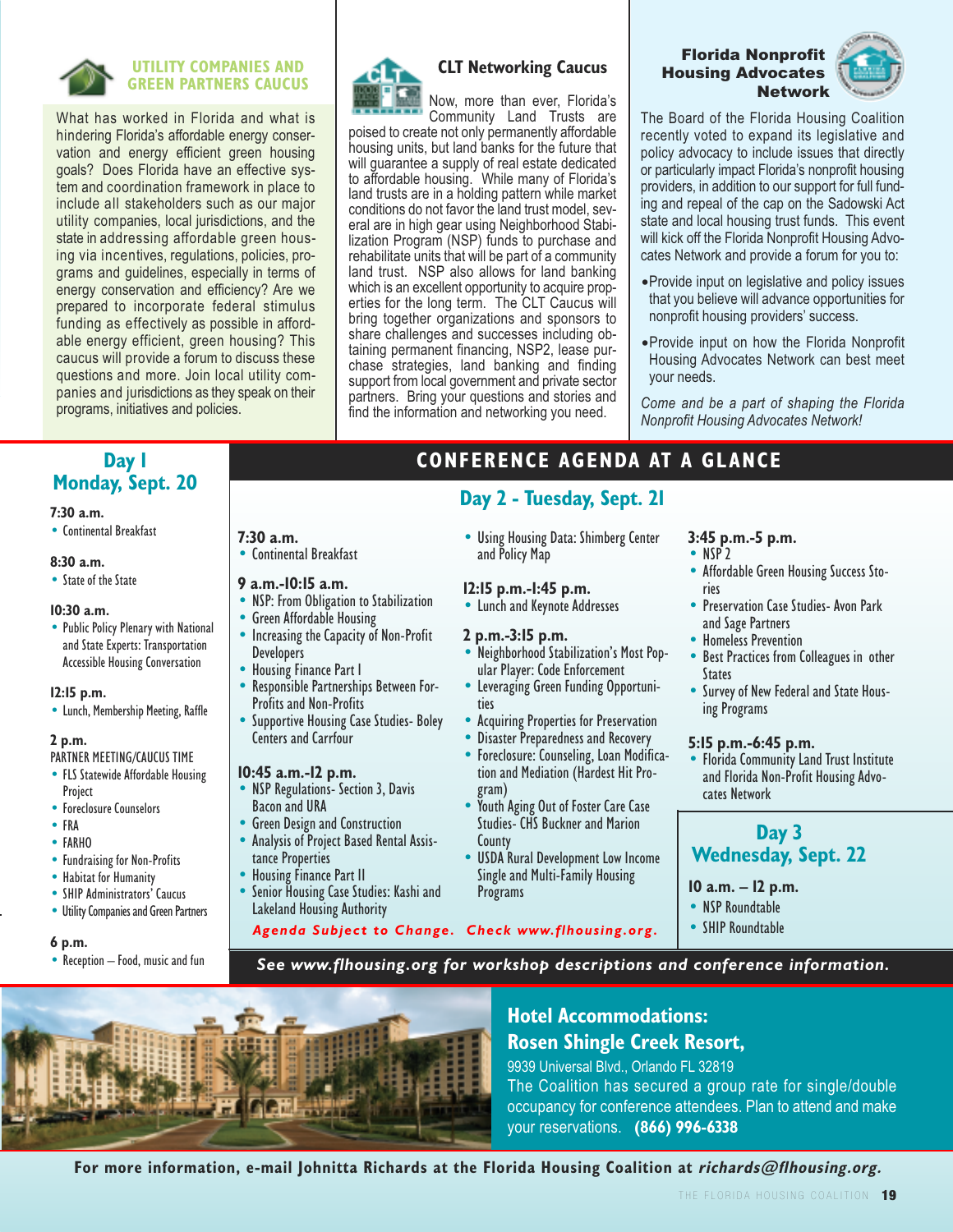## UTILITY COMPANIES AND GREEN PARTNERS CAUCUS

What has worked in Florida and what is hindering Florida's affordable energy conservation and energy efficient green housing goals? Does Florida have an effective system and coordination framework in place to include all stakeholders such as our major utility companies, local jurisdictions, and the state in addressing affordable green housing via incentives, regulations, policies, programs and guidelines, especially in terms of energy conservation and efficiency? Are we prepared to incorporate federal stimulus funding as effectively as possible in affordable energy efficient, green housing? This caucus will provide a forum to discuss these questions and more. Join local utility companies and jurisdictions as they speak on their programs, initiatives and policies.

## CLT Networking Caucus

Now, more than ever, Florida's Community Land Trusts are poised to create not only permanently affordable housing units, but land banks for the future that will guarantee a supply of real estate dedicated to affordable housing. While many of Florida's land trusts are in a holding pattern while market conditions do not favor the land trust model, several are in high gear using Neighborhood Stabilization Program (NSP) funds to purchase and rehabilitate units that will be part of a community land trust. NSP also allows for land banking which is an excellent opportunity to acquire properties for the long term. The CLT Caucus will bring together organizations and sponsors to share challenges and successes including obtaining permanent financing, NSP2, lease purchase strategies, land banking and finding support from local government and private sector partners. Bring your questions and stories and find the information and networking you need.

## Florida Nonprofit Housing Advocates Network

The Board of the Florida Housing Coalition recently voted to expand its legislative and policy advocacy to include issues that directly or particularly impact Florida's nonprofit housing providers, in addition to our support for full funding and repeal of the cap on the Sadowski Act state and local housing trust funds. This event will kick off the Florida Nonprofit Housing Advocates Network and provide a forum for you to:

- Provide input on legislative and policy issues that you believe will advance opportunities for nonprofit housing providers' success.
- Provide input on how the Florida Nonprofit Housing Advocates Network can best meet your needs.

*Come and be a part of shaping the Florida Nonprofit Housing Advocates Network!*

# CONFERENCE AGENDA AT A GLANCE

## Day 1 Monday, Sept. 20

**7:30 a.m.**
- Continental Breakfast

**8:30 a.m.**
- State of the State

**10:30 a.m.**
- Public Policy Plenary with National and State Experts: Transportation Accessible Housing Conversation

**12:15 p.m.**
- Lunch, Membership Meeting, Raffle

**2 p.m.**

PARTNER MEETING/CAUCUS TIME
- FLS Statewide Affordable Housing Project
- Foreclosure Counselors
- FRA
- FARHO
- Fundraising for Non-Profits
- Habitat for Humanity
- SHIP Administrators' Caucus
- Utility Companies and Green Partners

**6 p.m.**
- Reception – Food, music and fun

## Day 2 - Tuesday, Sept. 21

**7:30 a.m.**
- Continental Breakfast

**9 a.m.-10:15 a.m.**
- NSP: From Obligation to Stabilization
- Green Affordable Housing
- Increasing the Capacity of Non-Profit Developers
- Housing Finance Part I
- Responsible Partnerships Between For-Profits and Non-Profits
- Supportive Housing Case Studies- Boley Centers and Carrfour

**10:45 a.m.-12 p.m.**
- NSP Regulations- Section 3, Davis Bacon and URA
- Green Design and Construction
- Analysis of Project Based Rental Assistance Properties
- Housing Finance Part II
- Senior Housing Case Studies: Kashi and Lakeland Housing Authority
- Using Housing Data: Shimberg Center and Policy Map

**12:15 p.m.-1:45 p.m.**
- Lunch and Keynote Addresses

**2 p.m.-3:15 p.m.**
- Neighborhood Stabilization's Most Popular Player: Code Enforcement
- Leveraging Green Funding Opportunities
- Acquiring Properties for Preservation
- Disaster Preparedness and Recovery
- Foreclosure: Counseling, Loan Modification and Mediation (Hardest Hit Program)
- Youth Aging Out of Foster Care Case Studies- CHS Buckner and Marion County
- USDA Rural Development Low Income Single and Multi-Family Housing Programs

**3:45 p.m.-5 p.m.**
- NSP 2
- Affordable Green Housing Success Stories
- Preservation Case Studies- Avon Park and Sage Partners
- Homeless Prevention
- Best Practices from Colleagues in other States
- Survey of New Federal and State Housing Programs

**5:15 p.m.-6:45 p.m.**
- Florida Community Land Trust Institute and Florida Non-Profit Housing Advocates Network

*Agenda Subject to Change. Check www.flhousing.org.*

## Day 3 Wednesday, Sept. 22

**10 a.m. – 12 p.m.**
- NSP Roundtable
- SHIP Roundtable

*See www.flhousing.org for workshop descriptions and conference information.*

## Hotel Accommodations: Rosen Shingle Creek Resort,

9939 Universal Blvd., Orlando FL 32819

The Coalition has secured a group rate for single/double occupancy for conference attendees. Plan to attend and make your reservations. **(866) 996-6338**

**For more information, e-mail Johnitta Richards at the Florida Housing Coalition at *richards@flhousing.org.***